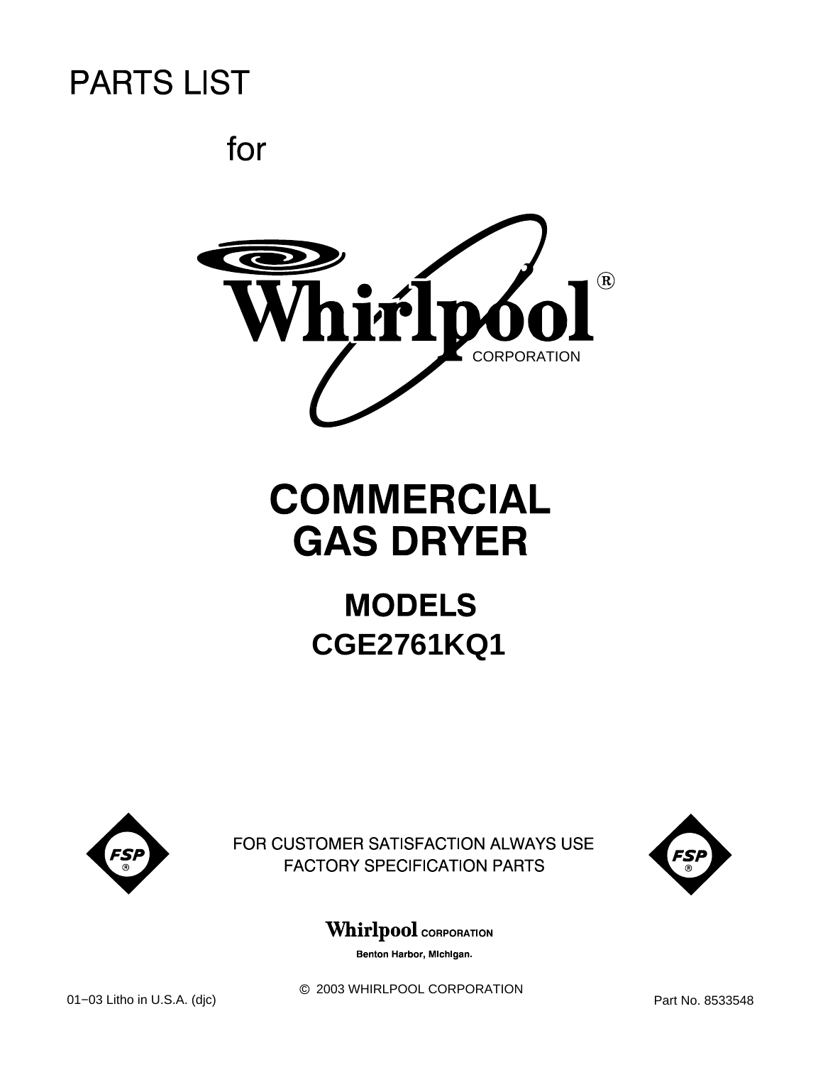# PARTS LIST

for

Whirlpool®
CORPORATION

# COMMERCIAL GAS DRYER

## MODELS
## CGE2761KQ1

FSP®

FOR CUSTOMER SATISFACTION ALWAYS USE FACTORY SPECIFICATION PARTS

FSP®

Whirlpool CORPORATION
Benton Harbor, Michigan.

© 2003 WHIRLPOOL CORPORATION

01−03 Litho in U.S.A. (djc)

Part No. 8533548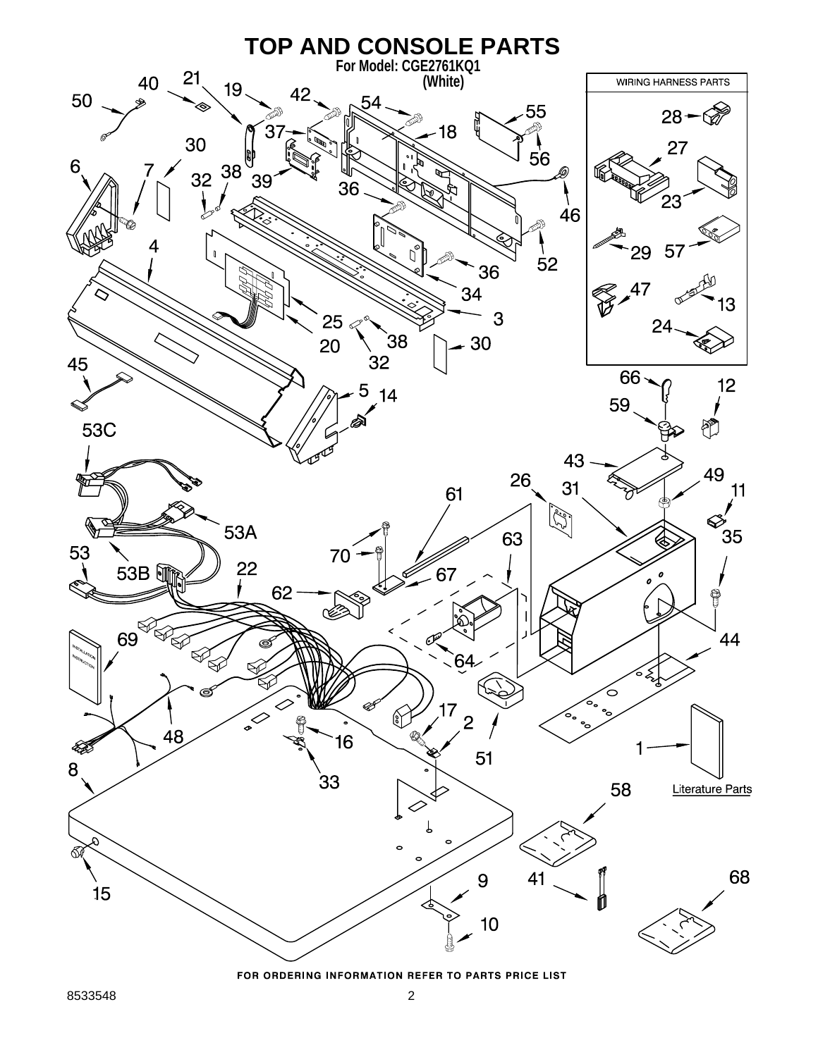# TOP AND CONSOLE PARTS

**For Model: CGE2761KQ1**
**(White)**

WIRING HARNESS PARTS

Literature Parts

FOR ORDERING INFORMATION REFER TO PARTS PRICE LIST

8533548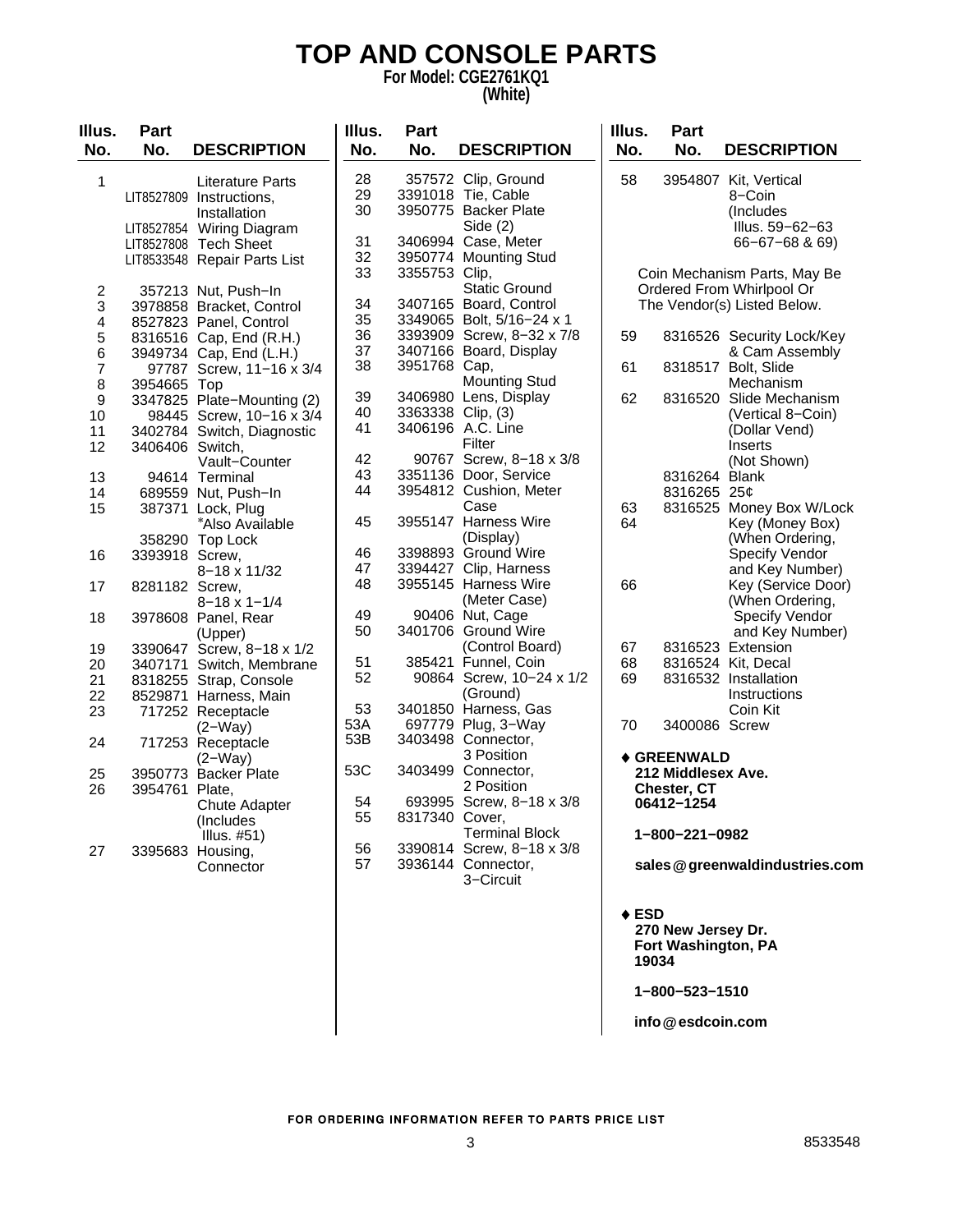# TOP AND CONSOLE PARTS

**For Model: CGE2761KQ1**
**(White)**

| Illus. No. | Part No. | DESCRIPTION |
|---|---|---|
| 1 | | Literature Parts |
| | LIT8527809 | Instructions, Installation |
| | LIT8527854 | Wiring Diagram |
| | LIT8527808 | Tech Sheet |
| | LIT8533548 | Repair Parts List |
| 2 | 357213 | Nut, Push−In |
| 3 | 3978858 | Bracket, Control |
| 4 | 8527823 | Panel, Control |
| 5 | 8316516 | Cap, End (R.H.) |
| 6 | 3949734 | Cap, End (L.H.) |
| 7 | 97787 | Screw, 11−16 x 3/4 |
| 8 | 3954665 | Top |
| 9 | 3347825 | Plate−Mounting (2) |
| 10 | 98445 | Screw, 10−16 x 3/4 |
| 11 | 3402784 | Switch, Diagnostic |
| 12 | 3406406 | Switch, Vault−Counter |
| 13 | 94614 | Terminal |
| 14 | 689559 | Nut, Push−In |
| 15 | 387371 | Lock, Plug *Also Available |
| | 358290 | Top Lock |
| 16 | 3393918 | Screw, 8−18 x 11/32 |
| 17 | 8281182 | Screw, 8−18 x 1−1/4 |
| 18 | 3978608 | Panel, Rear (Upper) |
| 19 | 3390647 | Screw, 8−18 x 1/2 |
| 20 | 3407171 | Switch, Membrane |
| 21 | 8318255 | Strap, Console |
| 22 | 8529871 | Harness, Main |
| 23 | 717252 | Receptacle (2−Way) |
| 24 | 717253 | Receptacle (2−Way) |
| 25 | 3950773 | Backer Plate |
| 26 | 3954761 | Plate, Chute Adapter (Includes Illus. #51) |
| 27 | 3395683 | Housing, Connector |
| 28 | 357572 | Clip, Ground |
| 29 | 3391018 | Tie, Cable |
| 30 | 3950775 | Backer Plate Side (2) |
| 31 | 3406994 | Case, Meter |
| 32 | 3950774 | Mounting Stud |
| 33 | 3355753 | Clip, Static Ground |
| 34 | 3407165 | Board, Control |
| 35 | 3349065 | Bolt, 5/16−24 x 1 |
| 36 | 3393909 | Screw, 8−32 x 7/8 |
| 37 | 3407166 | Board, Display |
| 38 | 3951768 | Cap, Mounting Stud |
| 39 | 3406980 | Lens, Display |
| 40 | 3363338 | Clip, (3) |
| 41 | 3406196 | A.C. Line Filter |
| 42 | 90767 | Screw, 8−18 x 3/8 |
| 43 | 3351136 | Door, Service |
| 44 | 3954812 | Cushion, Meter Case |
| 45 | 3955147 | Harness Wire (Display) |
| 46 | 3398893 | Ground Wire |
| 47 | 3394427 | Clip, Harness |
| 48 | 3955145 | Harness Wire (Meter Case) |
| 49 | 90406 | Nut, Cage |
| 50 | 3401706 | Ground Wire (Control Board) |
| 51 | 385421 | Funnel, Coin |
| 52 | 90864 | Screw, 10−24 x 1/2 (Ground) |
| 53 | 3401850 | Harness, Gas |
| 53A | 697779 | Plug, 3−Way |
| 53B | 3403498 | Connector, 3 Position |
| 53C | 3403499 | Connector, 2 Position |
| 54 | 693995 | Screw, 8−18 x 3/8 |
| 55 | 8317340 | Cover, Terminal Block |
| 56 | 3390814 | Screw, 8−18 x 3/8 |
| 57 | 3936144 | Connector, 3−Circuit |
| 58 | 3954807 | Kit, Vertical 8−Coin (Includes Illus. 59−62−63 66−67−68 & 69) |

Coin Mechanism Parts, May Be Ordered From Whirlpool Or The Vendor(s) Listed Below.

| Illus. No. | Part No. | DESCRIPTION |
|---|---|---|
| 59 | 8316526 | Security Lock/Key & Cam Assembly |
| 61 | 8318517 | Bolt, Slide Mechanism |
| 62 | 8316520 | Slide Mechanism (Vertical 8−Coin) (Dollar Vend) Inserts (Not Shown) |
| | 8316264 | Blank |
| | 8316265 | 25¢ |
| 63 | 8316525 | Money Box W/Lock |
| 64 | | Key (Money Box) (When Ordering, Specify Vendor and Key Number) |
| 66 | | Key (Service Door) (When Ordering, Specify Vendor and Key Number) |
| 67 | 8316523 | Extension |
| 68 | 8316524 | Kit, Decal |
| 69 | 8316532 | Installation Instructions Coin Kit |
| 70 | 3400086 | Screw |

♦ **GREENWALD**
**212 Middlesex Ave.**
**Chester, CT**
**06412−1254**

**1−800−221−0982**

**sales@greenwaldindustries.com**

♦ **ESD**
**270 New Jersey Dr.**
**Fort Washington, PA**
**19034**

**1−800−523−1510**

**info@esdcoin.com**

FOR ORDERING INFORMATION REFER TO PARTS PRICE LIST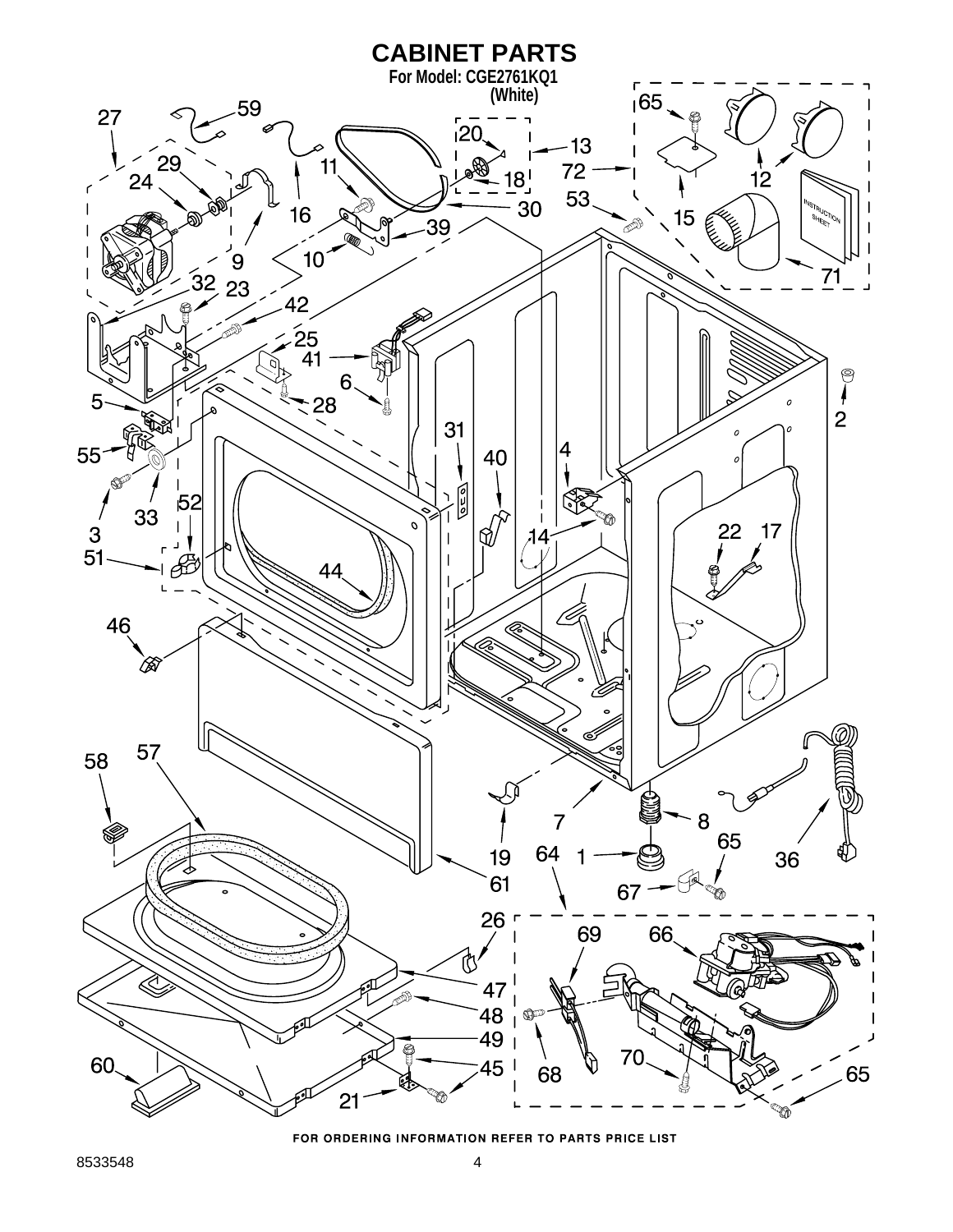# CABINET PARTS

**For Model: CGE2761KQ1**
**(White)**

FOR ORDERING INFORMATION REFER TO PARTS PRICE LIST

8533548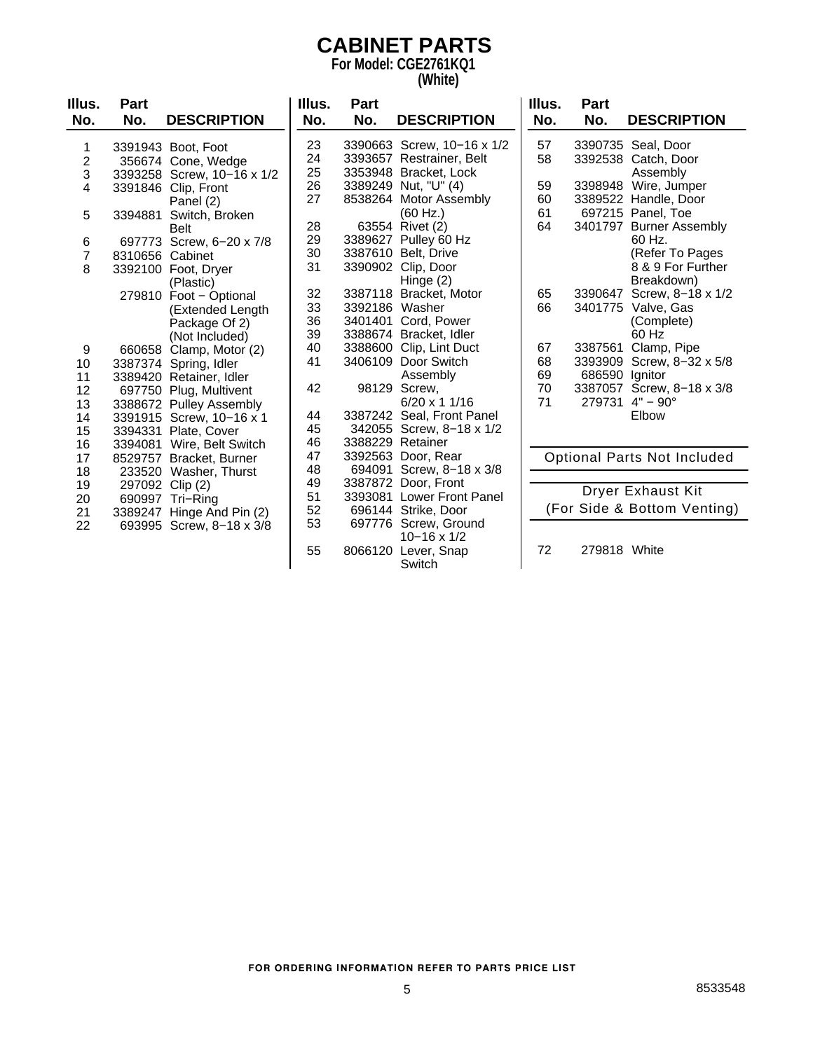# CABINET PARTS

**For Model: CGE2761KQ1**
**(White)**

| Illus. No. | Part No. | DESCRIPTION |
|---|---|---|
| 1 | 3391943 | Boot, Foot |
| 2 | 356674 | Cone, Wedge |
| 3 | 3393258 | Screw, 10−16 x 1/2 |
| 4 | 3391846 | Clip, Front Panel (2) |
| 5 | 3394881 | Switch, Broken Belt |
| 6 | 697773 | Screw, 6−20 x 7/8 |
| 7 | 8310656 | Cabinet |
| 8 | 3392100 | Foot, Dryer (Plastic) |
| | 279810 | Foot − Optional (Extended Length Package Of 2) (Not Included) |
| 9 | 660658 | Clamp, Motor (2) |
| 10 | 3387374 | Spring, Idler |
| 11 | 3389420 | Retainer, Idler |
| 12 | 697750 | Plug, Multivent |
| 13 | 3388672 | Pulley Assembly |
| 14 | 3391915 | Screw, 10−16 x 1 |
| 15 | 3394331 | Plate, Cover |
| 16 | 3394081 | Wire, Belt Switch |
| 17 | 8529757 | Bracket, Burner |
| 18 | 233520 | Washer, Thurst |
| 19 | 297092 | Clip (2) |
| 20 | 690997 | Tri−Ring |
| 21 | 3389247 | Hinge And Pin (2) |
| 22 | 693995 | Screw, 8−18 x 3/8 |
| 23 | 3390663 | Screw, 10−16 x 1/2 |
| 24 | 3393657 | Restrainer, Belt |
| 25 | 3353948 | Bracket, Lock |
| 26 | 3389249 | Nut, "U" (4) |
| 27 | 8538264 | Motor Assembly (60 Hz.) |
| 28 | 63554 | Rivet (2) |
| 29 | 3389627 | Pulley 60 Hz |
| 30 | 3387610 | Belt, Drive |
| 31 | 3390902 | Clip, Door Hinge (2) |
| 32 | 3387118 | Bracket, Motor |
| 33 | 3392186 | Washer |
| 36 | 3401401 | Cord, Power |
| 39 | 3388674 | Bracket, Idler |
| 40 | 3388600 | Clip, Lint Duct |
| 41 | 3406109 | Door Switch Assembly |
| 42 | 98129 | Screw, 6/20 x 1 1/16 |
| 44 | 3387242 | Seal, Front Panel |
| 45 | 342055 | Screw, 8−18 x 1/2 |
| 46 | 3388229 | Retainer |
| 47 | 3392563 | Door, Rear |
| 48 | 694091 | Screw, 8−18 x 3/8 |
| 49 | 3387872 | Door, Front |
| 51 | 3393081 | Lower Front Panel |
| 52 | 696144 | Strike, Door |
| 53 | 697776 | Screw, Ground 10−16 x 1/2 |
| 55 | 8066120 | Lever, Snap Switch |
| 57 | 3390735 | Seal, Door |
| 58 | 3392538 | Catch, Door Assembly |
| 59 | 3398948 | Wire, Jumper |
| 60 | 3389522 | Handle, Door |
| 61 | 697215 | Panel, Toe |
| 64 | 3401797 | Burner Assembly 60 Hz. (Refer To Pages 8 & 9 For Further Breakdown) |
| 65 | 3390647 | Screw, 8−18 x 1/2 |
| 66 | 3401775 | Valve, Gas (Complete) 60 Hz |
| 67 | 3387561 | Clamp, Pipe |
| 68 | 3393909 | Screw, 8−32 x 5/8 |
| 69 | 686590 | Ignitor |
| 70 | 3387057 | Screw, 8−18 x 3/8 |
| 71 | 279731 | 4" − 90° Elbow |

## Optional Parts Not Included

### Dryer Exhaust Kit (For Side & Bottom Venting)

| Illus. No. | Part No. | DESCRIPTION |
|---|---|---|
| 72 | 279818 | White |

FOR ORDERING INFORMATION REFER TO PARTS PRICE LIST

8533548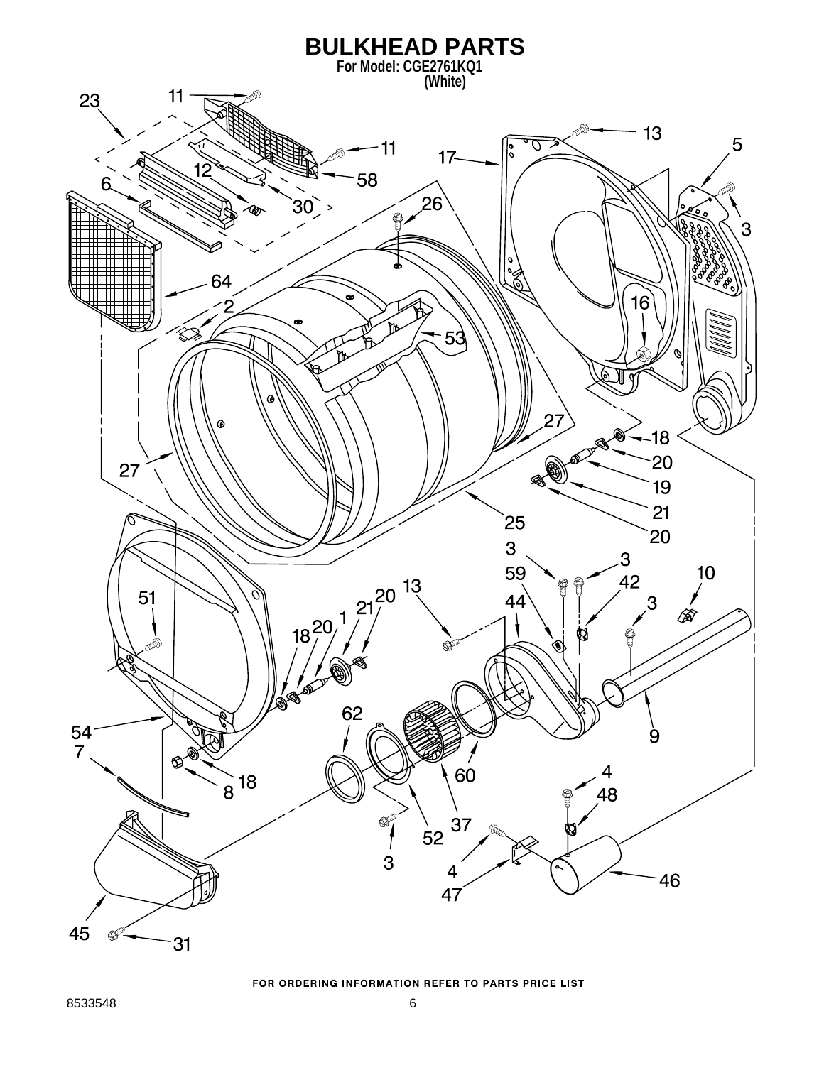# BULKHEAD PARTS

**For Model: CGE2761KQ1**
**(White)**

FOR ORDERING INFORMATION REFER TO PARTS PRICE LIST

8533548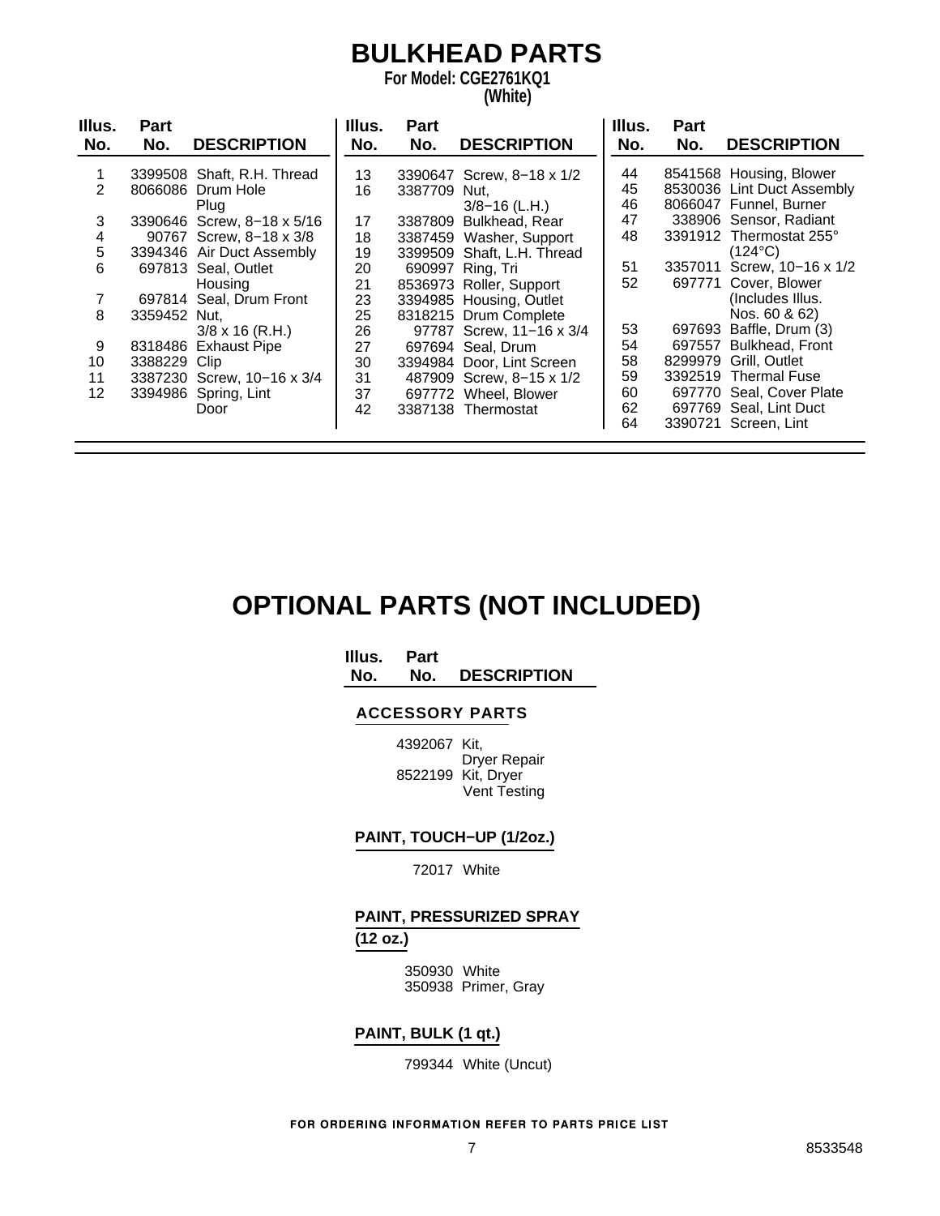# BULKHEAD PARTS

**For Model: CGE2761KQ1**
**(White)**

| Illus. No. | Part No. | DESCRIPTION |
|---|---|---|
| 1 | 3399508 | Shaft, R.H. Thread |
| 2 | 8066086 | Drum Hole Plug |
| 3 | 3390646 | Screw, 8−18 x 5/16 |
| 4 | 90767 | Screw, 8−18 x 3/8 |
| 5 | 3394346 | Air Duct Assembly |
| 6 | 697813 | Seal, Outlet Housing |
| 7 | 697814 | Seal, Drum Front |
| 8 | 3359452 | Nut, 3/8 x 16 (R.H.) |
| 9 | 8318486 | Exhaust Pipe |
| 10 | 3388229 | Clip |
| 11 | 3387230 | Screw, 10−16 x 3/4 |
| 12 | 3394986 | Spring, Lint Door |
| 13 | 3390647 | Screw, 8−18 x 1/2 |
| 16 | 3387709 | Nut, 3/8−16 (L.H.) |
| 17 | 3387809 | Bulkhead, Rear |
| 18 | 3387459 | Washer, Support |
| 19 | 3399509 | Shaft, L.H. Thread |
| 20 | 690997 | Ring, Tri |
| 21 | 8536973 | Roller, Support |
| 23 | 3394985 | Housing, Outlet |
| 25 | 8318215 | Drum Complete |
| 26 | 97787 | Screw, 11−16 x 3/4 |
| 27 | 697694 | Seal, Drum |
| 30 | 3394984 | Door, Lint Screen |
| 31 | 487909 | Screw, 8−15 x 1/2 |
| 37 | 697772 | Wheel, Blower |
| 42 | 3387138 | Thermostat |
| 44 | 8541568 | Housing, Blower |
| 45 | 8530036 | Lint Duct Assembly |
| 46 | 8066047 | Funnel, Burner |
| 47 | 338906 | Sensor, Radiant |
| 48 | 3391912 | Thermostat 255° (124°C) |
| 51 | 3357011 | Screw, 10−16 x 1/2 |
| 52 | 697771 | Cover, Blower (Includes Illus. Nos. 60 & 62) |
| 53 | 697693 | Baffle, Drum (3) |
| 54 | 697557 | Bulkhead, Front |
| 58 | 8299979 | Grill, Outlet |
| 59 | 3392519 | Thermal Fuse |
| 60 | 697770 | Seal, Cover Plate |
| 62 | 697769 | Seal, Lint Duct |
| 64 | 3390721 | Screen, Lint |

# OPTIONAL PARTS (NOT INCLUDED)

| Illus. No. | Part No. | DESCRIPTION |
|---|---|---|
| | | **ACCESSORY PARTS** |
| | 4392067 | Kit, Dryer Repair |
| | 8522199 | Kit, Dryer Vent Testing |
| | | **PAINT, TOUCH−UP (1/2oz.)** |
| | 72017 | White |
| | | **PAINT, PRESSURIZED SPRAY (12 oz.)** |
| | 350930 | White |
| | 350938 | Primer, Gray |
| | | **PAINT, BULK (1 qt.)** |
| | 799344 | White (Uncut) |

FOR ORDERING INFORMATION REFER TO PARTS PRICE LIST

8533548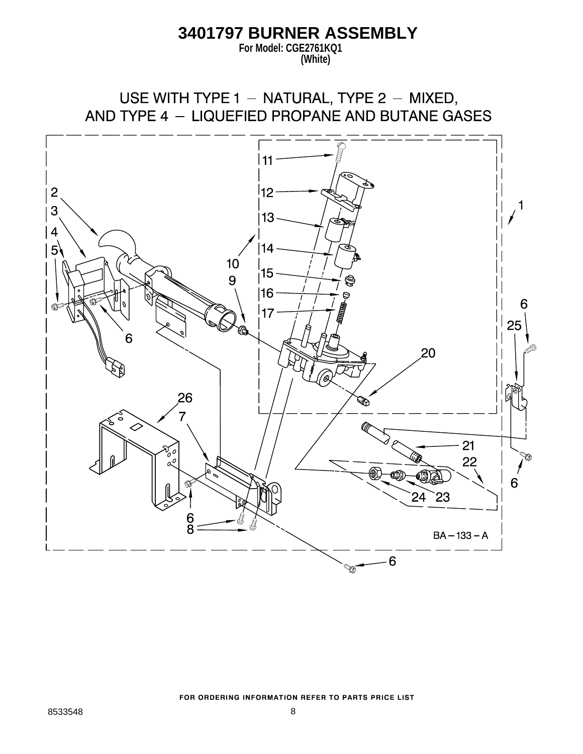# 3401797 BURNER ASSEMBLY

**For Model: CGE2761KQ1**
**(White)**

USE WITH TYPE 1 – NATURAL, TYPE 2 – MIXED, AND TYPE 4 – LIQUEFIED PROPANE AND BUTANE GASES

BA – 133 – A

FOR ORDERING INFORMATION REFER TO PARTS PRICE LIST

8533548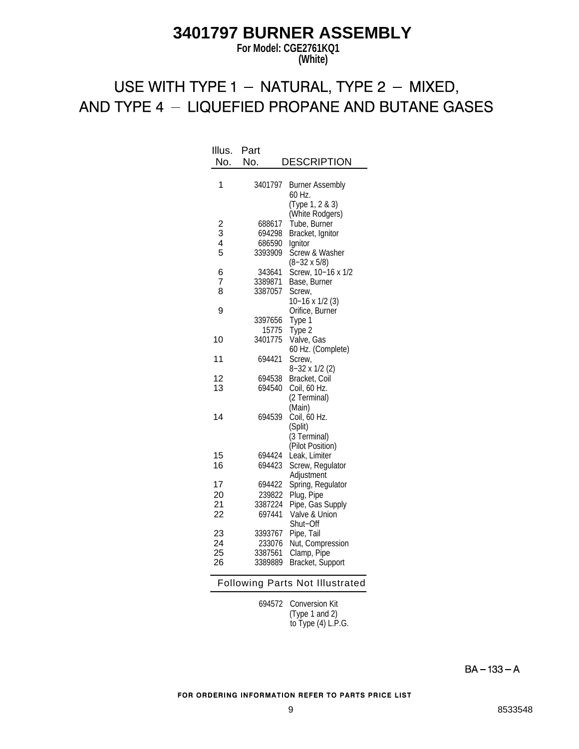# 3401797 BURNER ASSEMBLY

**For Model: CGE2761KQ1**
**(White)**

## USE WITH TYPE 1 – NATURAL, TYPE 2 – MIXED, AND TYPE 4 – LIQUEFIED PROPANE AND BUTANE GASES

| Illus. No. | Part No. | DESCRIPTION |
|---|---|---|
| 1 | 3401797 | Burner Assembly 60 Hz. (Type 1, 2 & 3) (White Rodgers) |
| 2 | 688617 | Tube, Burner |
| 3 | 694298 | Bracket, Ignitor |
| 4 | 686590 | Ignitor |
| 5 | 3393909 | Screw & Washer (8−32 x 5/8) |
| 6 | 343641 | Screw, 10−16 x 1/2 |
| 7 | 3389871 | Base, Burner |
| 8 | 3387057 | Screw, 10−16 x 1/2 (3) |
| 9 | | Orifice, Burner |
| | 3397656 | Type 1 |
| | 15775 | Type 2 |
| 10 | 3401775 | Valve, Gas 60 Hz. (Complete) |
| 11 | 694421 | Screw, 8−32 x 1/2 (2) |
| 12 | 694538 | Bracket, Coil |
| 13 | 694540 | Coil, 60 Hz. (2 Terminal) (Main) |
| 14 | 694539 | Coil, 60 Hz. (Split) (3 Terminal) (Pilot Position) |
| 15 | 694424 | Leak, Limiter |
| 16 | 694423 | Screw, Regulator Adjustment |
| 17 | 694422 | Spring, Regulator |
| 20 | 239822 | Plug, Pipe |
| 21 | 3387224 | Pipe, Gas Supply |
| 22 | 697441 | Valve & Union Shut−Off |
| 23 | 3393767 | Pipe, Tail |
| 24 | 233076 | Nut, Compression |
| 25 | 3387561 | Clamp, Pipe |
| 26 | 3389889 | Bracket, Support |

**Following Parts Not Illustrated**

| Illus. No. | Part No. | DESCRIPTION |
|---|---|---|
| | 694572 | Conversion Kit (Type 1 and 2) to Type (4) L.P.G. |

BA – 133 – A

FOR ORDERING INFORMATION REFER TO PARTS PRICE LIST

8533548